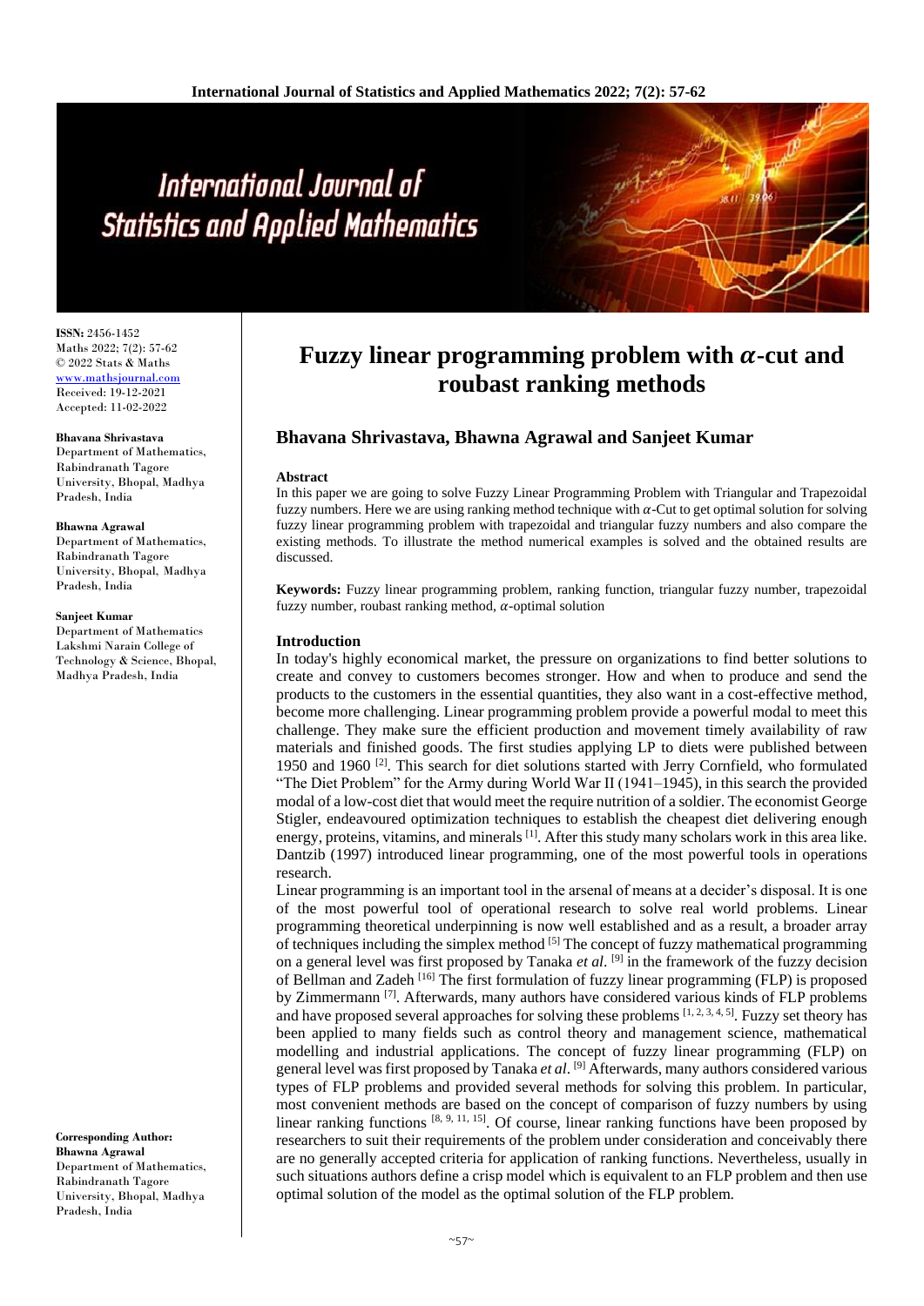# Fuzzy linear programming problem with $\alpha$-cut and roubast ranking methods

## Bhavana Shrivastava, Bhawna Agrawal and Sanjeet Kumar

**ISSN:** 2456-1452
Maths 2022; 7(2): 57-62
© 2022 Stats & Maths
www.mathsjournal.com
Received: 19-12-2021
Accepted: 11-02-2022

**Bhavana Shrivastava**
Department of Mathematics, Rabindranath Tagore University, Bhopal, Madhya Pradesh, India

**Bhawna Agrawal**
Department of Mathematics, Rabindranath Tagore University, Bhopal, Madhya Pradesh, India

**Sanjeet Kumar**
Department of Mathematics Lakshmi Narain College of Technology & Science, Bhopal, Madhya Pradesh, India

**Corresponding Author:**
**Bhawna Agrawal**
Department of Mathematics, Rabindranath Tagore University, Bhopal, Madhya Pradesh, India

**Abstract**

In this paper we are going to solve Fuzzy Linear Programming Problem with Triangular and Trapezoidal fuzzy numbers. Here we are using ranking method technique with $\alpha$-Cut to get optimal solution for solving fuzzy linear programming problem with trapezoidal and triangular fuzzy numbers and also compare the existing methods. To illustrate the method numerical examples is solved and the obtained results are discussed.

**Keywords:** Fuzzy linear programming problem, ranking function, triangular fuzzy number, trapezoidal fuzzy number, roubast ranking method, $\alpha$-optimal solution

**Introduction**

In today's highly economical market, the pressure on organizations to find better solutions to create and convey to customers becomes stronger. How and when to produce and send the products to the customers in the essential quantities, they also want in a cost-effective method, become more challenging. Linear programming problem provide a powerful modal to meet this challenge. They make sure the efficient production and movement timely availability of raw materials and finished goods. The first studies applying LP to diets were published between 1950 and 1960 [2]. This search for diet solutions started with Jerry Cornfield, who formulated "The Diet Problem" for the Army during World War II (1941–1945), in this search the provided modal of a low-cost diet that would meet the require nutrition of a soldier. The economist George Stigler, endeavoured optimization techniques to establish the cheapest diet delivering enough energy, proteins, vitamins, and minerals [1]. After this study many scholars work in this area like. Dantzib (1997) introduced linear programming, one of the most powerful tools in operations research.

Linear programming is an important tool in the arsenal of means at a decider's disposal. It is one of the most powerful tool of operational research to solve real world problems. Linear programming theoretical underpinning is now well established and as a result, a broader array of techniques including the simplex method [5] The concept of fuzzy mathematical programming on a general level was first proposed by Tanaka *et al*. [9] in the framework of the fuzzy decision of Bellman and Zadeh [16] The first formulation of fuzzy linear programming (FLP) is proposed by Zimmermann [7]. Afterwards, many authors have considered various kinds of FLP problems and have proposed several approaches for solving these problems [1, 2, 3, 4, 5]. Fuzzy set theory has been applied to many fields such as control theory and management science, mathematical modelling and industrial applications. The concept of fuzzy linear programming (FLP) on general level was first proposed by Tanaka *et al*. [9] Afterwards, many authors considered various types of FLP problems and provided several methods for solving this problem. In particular, most convenient methods are based on the concept of comparison of fuzzy numbers by using linear ranking functions [8, 9, 11, 15]. Of course, linear ranking functions have been proposed by researchers to suit their requirements of the problem under consideration and conceivably there are no generally accepted criteria for application of ranking functions. Nevertheless, usually in such situations authors define a crisp model which is equivalent to an FLP problem and then use optimal solution of the model as the optimal solution of the FLP problem.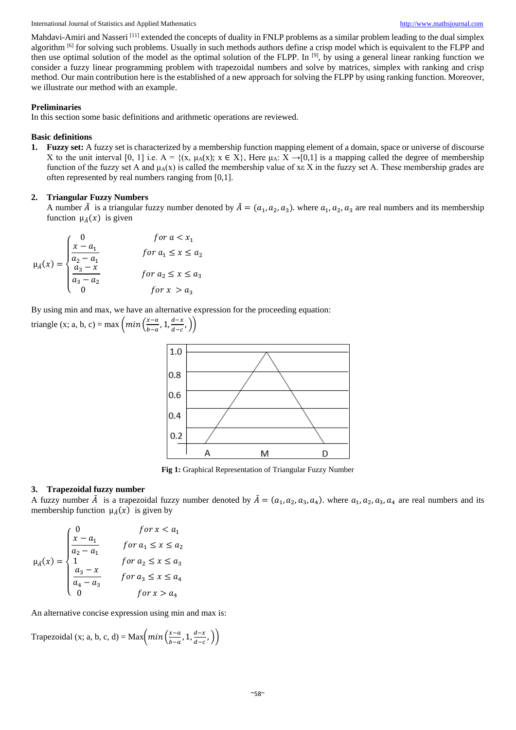Mahdavi-Amiri and Nasseri [11] extended the concepts of duality in FNLP problems as a similar problem leading to the dual simplex algorithm [6] for solving such problems. Usually in such methods authors define a crisp model which is equivalent to the FLPP and then use optimal solution of the model as the optimal solution of the FLPP. In [9], by using a general linear ranking function we consider a fuzzy linear programming problem with trapezoidal numbers and solve by matrices, simplex with ranking and crisp method. Our main contribution here is the established of a new approach for solving the FLPP by using ranking function. Moreover, we illustrate our method with an example.

## Preliminaries

In this section some basic definitions and arithmetic operations are reviewed.

### Basic definitions

1. **Fuzzy set:** A fuzzy set is characterized by a membership function mapping element of a domain, space or universe of discourse X to the unit interval [0, 1] i.e. A = {(x, $\mu_A$(x); x ∈ X}, Here $\mu_A$: X →[0,1] is a mapping called the degree of membership function of the fuzzy set A and $\mu_A$(x) is called the membership value of xε X in the fuzzy set A. These membership grades are often represented by real numbers ranging from [0,1].

2. **Triangular Fuzzy Numbers**
A number $\tilde{A}$ is a triangular fuzzy number denoted by $\tilde{A} = (a_1, a_2, a_3)$. where $a_1, a_2, a_3$ are real numbers and its membership function $\mu_{\tilde{A}}(x)$ is given

$$\mu_{\tilde{A}}(x) = \begin{cases} 0 & for\ a < x_1 \\ \dfrac{x - a_1}{a_2 - a_1} & for\ a_1 \le x \le a_2 \\ \dfrac{a_3 - x}{a_3 - a_2} & for\ a_2 \le x \le a_3 \\ 0 & for\ x > a_3 \end{cases}$$

By using min and max, we have an alternative expression for the proceeding equation:

triangle (x; a, b, c) = max $\left(min\left(\frac{x-a}{b-a}, 1, \frac{d-x}{d-c},\right)\right)$

Fig 1: Graphical Representation of Triangular Fuzzy Number

3. **Trapezoidal fuzzy number**

A fuzzy number $\tilde{A}$ is a trapezoidal fuzzy number denoted by $\tilde{A} = (a_1, a_2, a_3, a_4)$. where $a_1, a_2, a_3, a_4$ are real numbers and its membership function $\mu_{\tilde{A}}(x)$ is given by

$$\mu_{\tilde{A}}(x) = \begin{cases} 0 & for\ x < a_1 \\ \dfrac{x - a_1}{a_2 - a_1} & for\ a_1 \le x \le a_2 \\ 1 & for\ a_2 \le x \le a_3 \\ \dfrac{a_3 - x}{a_4 - a_3} & for\ a_3 \le x \le a_4 \\ 0 & for\ x > a_4 \end{cases}$$

An alternative concise expression using min and max is:

Trapezoidal (x; a, b, c, d) = Max$\left(min\left(\frac{x-a}{b-a}, 1, \frac{d-x}{d-c},\right)\right)$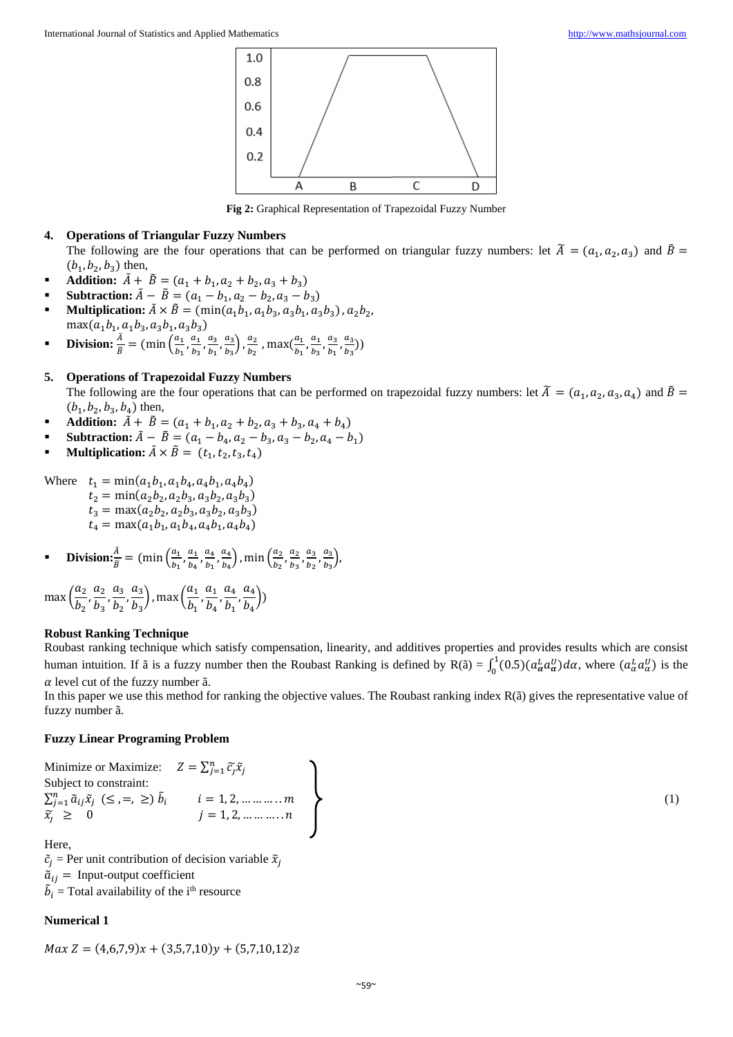Fig 2: Graphical Representation of Trapezoidal Fuzzy Number

4. **Operations of Triangular Fuzzy Numbers**

The following are the four operations that can be performed on triangular fuzzy numbers: let $\tilde{A} = (a_1, a_2, a_3)$ and $\tilde{B} = (b_1, b_2, b_3)$ then,

- **Addition:** $\tilde{A} + \tilde{B} = (a_1 + b_1, a_2 + b_2, a_3 + b_3)$
- **Subtraction:** $\tilde{A} - \tilde{B} = (a_1 - b_1, a_2 - b_2, a_3 - b_3)$
- **Multiplication:** $\tilde{A} \times \tilde{B} = (\min(a_1b_1, a_1b_3, a_3b_1, a_3b_3), a_2b_2, \max(a_1b_1, a_1b_3, a_3b_1, a_3b_3)$
- **Division:** $\frac{\tilde{A}}{\tilde{B}} = (\min\left(\frac{a_1}{b_1}, \frac{a_1}{b_3}, \frac{a_3}{b_1}, \frac{a_3}{b_3}\right), \frac{a_2}{b_2}, \max(\frac{a_1}{b_1}, \frac{a_1}{b_3}, \frac{a_3}{b_1}, \frac{a_3}{b_3}))$

5. **Operations of Trapezoidal Fuzzy Numbers**

The following are the four operations that can be performed on trapezoidal fuzzy numbers: let $\tilde{A} = (a_1, a_2, a_3, a_4)$ and $\tilde{B} = (b_1, b_2, b_3, b_4)$ then,

- **Addition:** $\tilde{A} + \tilde{B} = (a_1 + b_1, a_2 + b_2, a_3 + b_3, a_4 + b_4)$
- **Subtraction:** $\tilde{A} - \tilde{B} = (a_1 - b_4, a_2 - b_3, a_3 - b_2, a_4 - b_1)$
- **Multiplication:** $\tilde{A} \times \tilde{B} = (t_1, t_2, t_3, t_4)$

Where
$$t_1 = \min(a_1b_1, a_1b_4, a_4b_1, a_4b_4)$$
$$t_2 = \min(a_2b_2, a_2b_3, a_3b_2, a_3b_3)$$
$$t_3 = \max(a_2b_2, a_2b_3, a_3b_2, a_3b_3)$$
$$t_4 = \max(a_1b_1, a_1b_4, a_4b_1, a_4b_4)$$

- **Division:** $\frac{\tilde{A}}{\tilde{B}} = (\min\left(\frac{a_1}{b_1}, \frac{a_1}{b_4}, \frac{a_4}{b_1}, \frac{a_4}{b_4}\right), \min\left(\frac{a_2}{b_2}, \frac{a_2}{b_3}, \frac{a_3}{b_2}, \frac{a_3}{b_3}\right),$

$$\max\left(\frac{a_2}{b_2}, \frac{a_2}{b_3}, \frac{a_3}{b_2}, \frac{a_3}{b_3}\right), \max\left(\frac{a_1}{b_1}, \frac{a_1}{b_4}, \frac{a_4}{b_1}, \frac{a_4}{b_4}\right))$$

### Robust Ranking Technique

Roubast ranking technique which satisfy compensation, linearity, and additives properties and provides results which are consist human intuition. If ã is a fuzzy number then the Roubast Ranking is defined by R(ã) = $\int_0^1 (0.5)(a_\alpha^L a_\alpha^U) d\alpha$, where $(a_\alpha^L a_\alpha^U)$ is the $\alpha$ level cut of the fuzzy number ã.

In this paper we use this method for ranking the objective values. The Roubast ranking index R(ã) gives the representative value of fuzzy number ã.

### Fuzzy Linear Programing Problem

$$\left.\begin{array}{ll} \text{Minimize or Maximize:} \quad Z = \sum_{j=1}^{n} \tilde{c}_j \tilde{x}_j & \\ \text{Subject to constraint:} & \\ \sum_{j=1}^{n} \tilde{a}_{ij} \tilde{x}_j \ (\leq, =, \geq) \ \tilde{b}_i & i = 1, 2, \ldots\ldots\ldots m \\ \tilde{x}_j \ \geq \ 0 & j = 1, 2, \ldots\ldots\ldots n \end{array}\right\} \quad (1)$$

Here,

$\tilde{c}_j$ = Per unit contribution of decision variable $\tilde{x}_j$

$\tilde{a}_{ij}$ = Input-output coefficient

$\tilde{b}_i$ = Total availability of the ith resource

### Numerical 1

$$Max\ Z = (4,6,7,9)x + (3,5,7,10)y + (5,7,10,12)z$$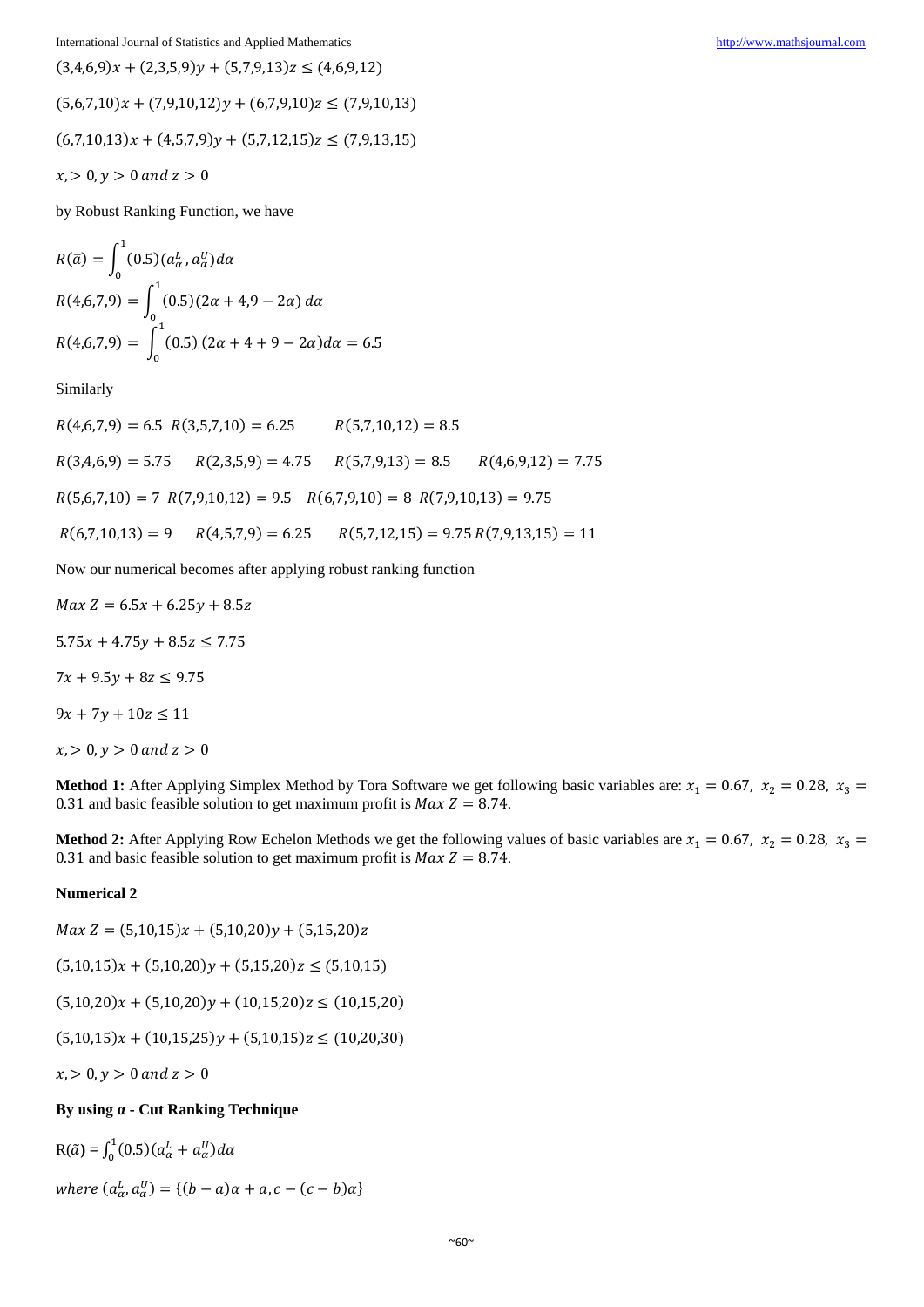$(3,4,6,9)x + (2,3,5,9)y + (5,7,9,13)z \leq (4,6,9,12)$

$(5,6,7,10)x + (7,9,10,12)y + (6,7,9,10)z \leq (7,9,10,13)$

$(6,7,10,13)x + (4,5,7,9)y + (5,7,12,15)z \leq (7,9,13,15)$

$x, > 0, y > 0 \; and \; z > 0$

by Robust Ranking Function, we have

$$R(\bar{a}) = \int_0^1 (0.5)(a_\alpha^L, a_\alpha^U) d\alpha$$

$$R(4,6,7,9) = \int_0^1 (0.5)(2\alpha + 4, 9 - 2\alpha) \, d\alpha$$

$$R(4,6,7,9) = \int_0^1 (0.5) \, (2\alpha + 4 + 9 - 2\alpha) d\alpha = 6.5$$

Similarly

$R(4,6,7,9) = 6.5$ $R(3,5,7,10) = 6.25$ $R(5,7,10,12) = 8.5$

$R(3,4,6,9) = 5.75$ $R(2,3,5,9) = 4.75$ $R(5,7,9,13) = 8.5$ $R(4,6,9,12) = 7.75$

$R(5,6,7,10) = 7$ $R(7,9,10,12) = 9.5$ $R(6,7,9,10) = 8$ $R(7,9,10,13) = 9.75$

$R(6,7,10,13) = 9$ $R(4,5,7,9) = 6.25$ $R(5,7,12,15) = 9.75$ $R(7,9,13,15) = 11$

Now our numerical becomes after applying robust ranking function

$Max \; Z = 6.5x + 6.25y + 8.5z$

$5.75x + 4.75y + 8.5z \leq 7.75$

$7x + 9.5y + 8z \leq 9.75$

$9x + 7y + 10z \leq 11$

$x, > 0, y > 0 \; and \; z > 0$

**Method 1:** After Applying Simplex Method by Tora Software we get following basic variables are: $x_1 = 0.67, \; x_2 = 0.28, \; x_3 = 0.31$ and basic feasible solution to get maximum profit is $Max \; Z = 8.74$.

**Method 2:** After Applying Row Echelon Methods we get the following values of basic variables are $x_1 = 0.67, \; x_2 = 0.28, \; x_3 = 0.31$ and basic feasible solution to get maximum profit is $Max \; Z = 8.74$.

**Numerical 2**

$Max \; Z = (5,10,15)x + (5,10,20)y + (5,15,20)z$

$(5,10,15)x + (5,10,20)y + (5,15,20)z \leq (5,10,15)$

$(5,10,20)x + (5,10,20)y + (10,15,20)z \leq (10,15,20)$

$(5,10,15)x + (10,15,25)y + (5,10,15)z \leq (10,20,30)$

$x, > 0, y > 0 \; and \; z > 0$

**By using α - Cut Ranking Technique**

$R(\tilde{a}) = \int_0^1 (0.5)(a_\alpha^L + a_\alpha^U) d\alpha$

$where \; (a_\alpha^L, a_\alpha^U) = \{(b - a)\alpha + a, c - (c - b)\alpha\}$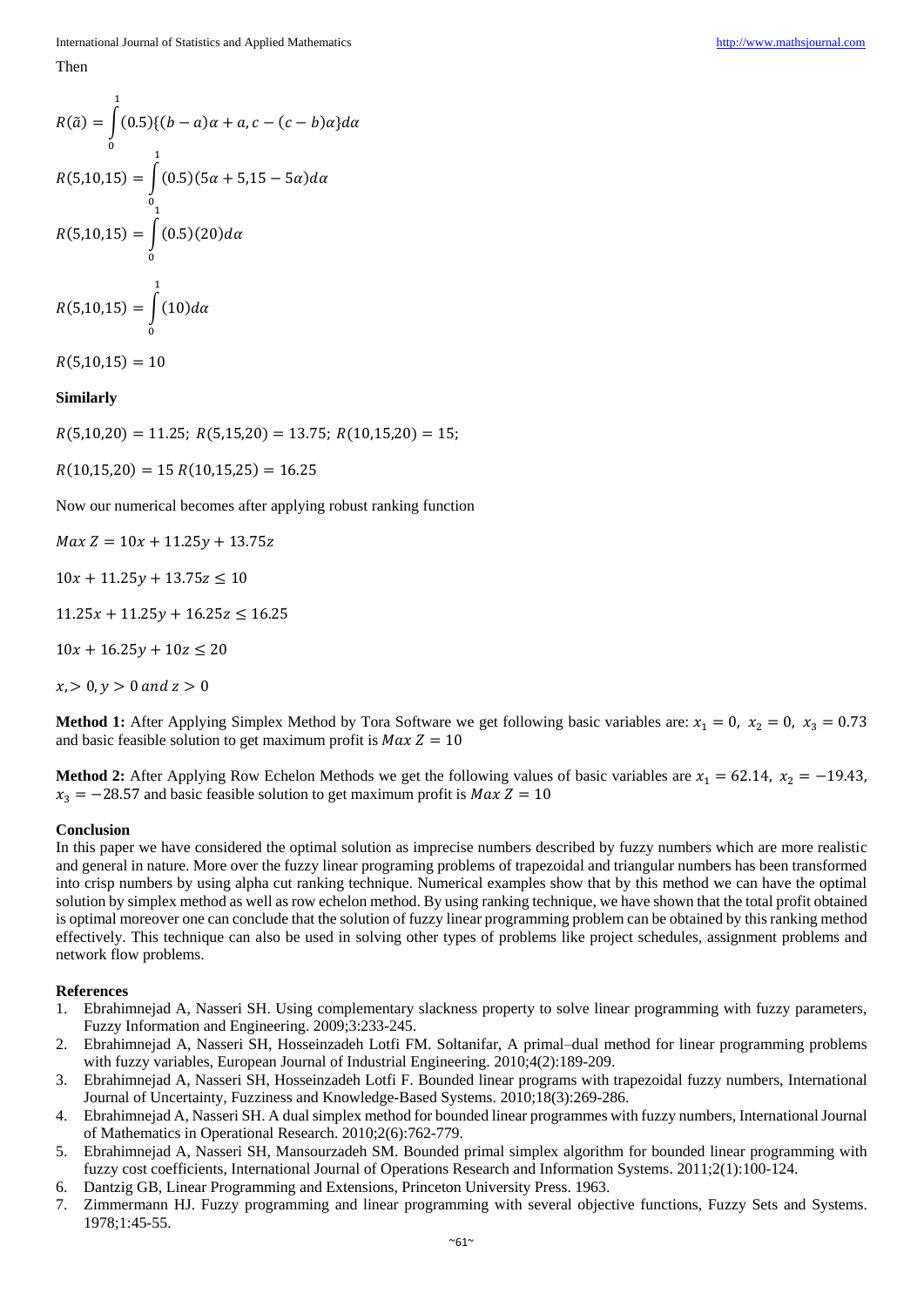Then

$$R(\tilde{a}) = \int_0^1 (0.5)\{(b-a)\alpha + a, c - (c-b)\alpha\} d\alpha$$

$$R(5,10,15) = \int_0^1 (0.5)(5\alpha + 5, 15 - 5\alpha) d\alpha$$

$$R(5,10,15) = \int_0^1 (0.5)(20) d\alpha$$

$$R(5,10,15) = \int_0^1 (10) d\alpha$$

$$R(5,10,15) = 10$$

**Similarly**

$R(5,10,20) = 11.25;\ R(5,15,20) = 13.75;\ R(10,15,20) = 15;$

$R(10,15,20) = 15\ R(10,15,25) = 16.25$

Now our numerical becomes after applying robust ranking function

$Max\ Z = 10x + 11.25y + 13.75z$

$10x + 11.25y + 13.75z \leq 10$

$11.25x + 11.25y + 16.25z \leq 16.25$

$10x + 16.25y + 10z \leq 20$

$x, > 0, y > 0\ and\ z > 0$

**Method 1:** After Applying Simplex Method by Tora Software we get following basic variables are: $x_1 = 0,\ x_2 = 0,\ x_3 = 0.73$ and basic feasible solution to get maximum profit is $Max\ Z = 10$

**Method 2:** After Applying Row Echelon Methods we get the following values of basic variables are $x_1 = 62.14,\ x_2 = -19.43,$ $x_3 = -28.57$ and basic feasible solution to get maximum profit is $Max\ Z = 10$

## Conclusion

In this paper we have considered the optimal solution as imprecise numbers described by fuzzy numbers which are more realistic and general in nature. More over the fuzzy linear programing problems of trapezoidal and triangular numbers has been transformed into crisp numbers by using alpha cut ranking technique. Numerical examples show that by this method we can have the optimal solution by simplex method as well as row echelon method. By using ranking technique, we have shown that the total profit obtained is optimal moreover one can conclude that the solution of fuzzy linear programming problem can be obtained by this ranking method effectively. This technique can also be used in solving other types of problems like project schedules, assignment problems and network flow problems.

## References

1. Ebrahimnejad A, Nasseri SH. Using complementary slackness property to solve linear programming with fuzzy parameters, Fuzzy Information and Engineering. 2009;3:233-245.
2. Ebrahimnejad A, Nasseri SH, Hosseinzadeh Lotfi FM. Soltanifar, A primal–dual method for linear programming problems with fuzzy variables, European Journal of Industrial Engineering. 2010;4(2):189-209.
3. Ebrahimnejad A, Nasseri SH, Hosseinzadeh Lotfi F. Bounded linear programs with trapezoidal fuzzy numbers, International Journal of Uncertainty, Fuzziness and Knowledge-Based Systems. 2010;18(3):269-286.
4. Ebrahimnejad A, Nasseri SH. A dual simplex method for bounded linear programmes with fuzzy numbers, International Journal of Mathematics in Operational Research. 2010;2(6):762-779.
5. Ebrahimnejad A, Nasseri SH, Mansourzadeh SM. Bounded primal simplex algorithm for bounded linear programming with fuzzy cost coefficients, International Journal of Operations Research and Information Systems. 2011;2(1):100-124.
6. Dantzig GB, Linear Programming and Extensions, Princeton University Press. 1963.
7. Zimmermann HJ. Fuzzy programming and linear programming with several objective functions, Fuzzy Sets and Systems. 1978;1:45-55.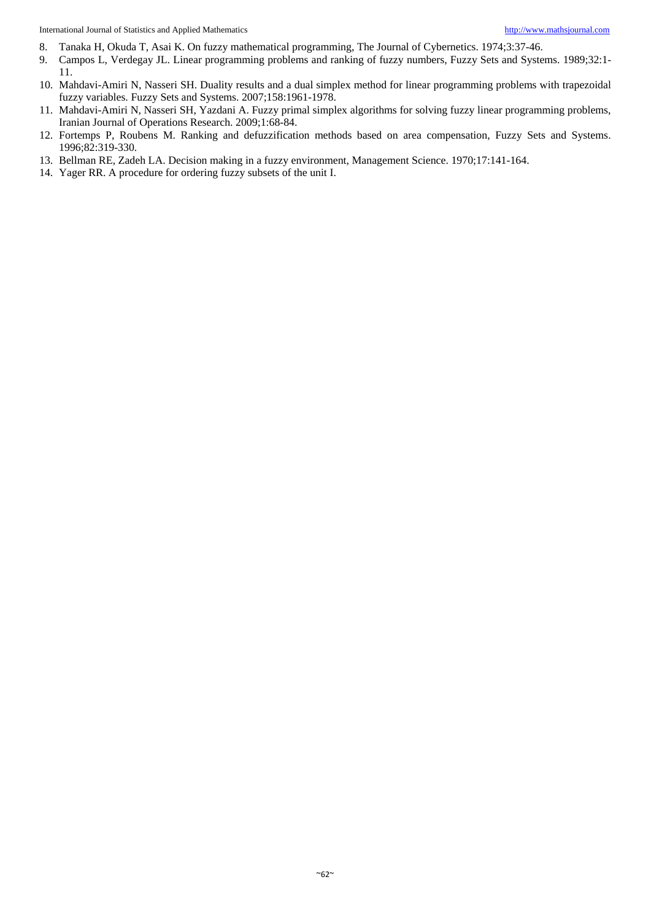8. Tanaka H, Okuda T, Asai K. On fuzzy mathematical programming, The Journal of Cybernetics. 1974;3:37-46.
9. Campos L, Verdegay JL. Linear programming problems and ranking of fuzzy numbers, Fuzzy Sets and Systems. 1989;32:1-11.
10. Mahdavi-Amiri N, Nasseri SH. Duality results and a dual simplex method for linear programming problems with trapezoidal fuzzy variables. Fuzzy Sets and Systems. 2007;158:1961-1978.
11. Mahdavi-Amiri N, Nasseri SH, Yazdani A. Fuzzy primal simplex algorithms for solving fuzzy linear programming problems, Iranian Journal of Operations Research. 2009;1:68-84.
12. Fortemps P, Roubens M. Ranking and defuzzification methods based on area compensation, Fuzzy Sets and Systems. 1996;82:319-330.
13. Bellman RE, Zadeh LA. Decision making in a fuzzy environment, Management Science. 1970;17:141-164.
14. Yager RR. A procedure for ordering fuzzy subsets of the unit I.